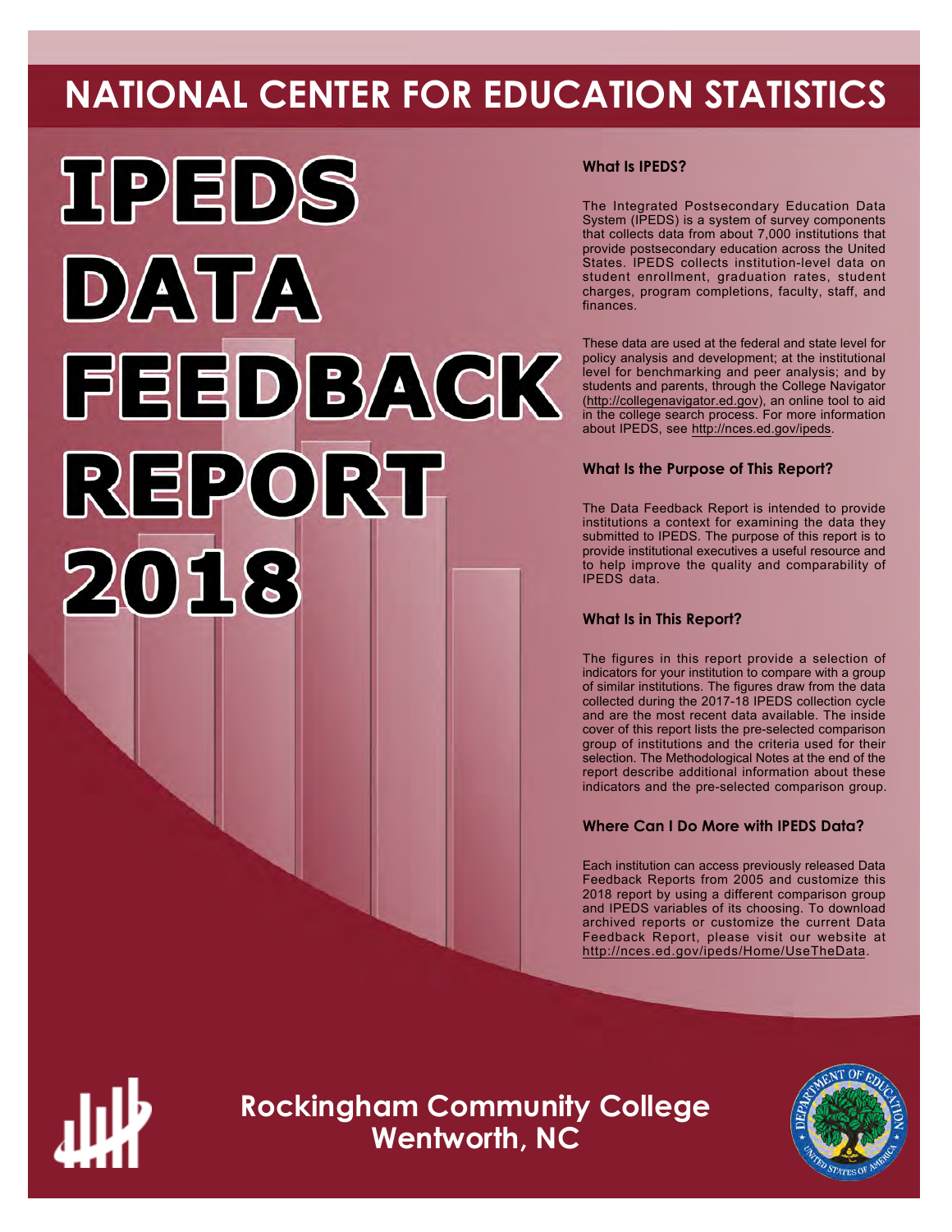# NATIONAL CENTER FOR EDUCATION STATISTICS

# IPEDS DATA FEEDBACK REPORT 2018

### What Is IPEDS?

The Integrated Postsecondary Education Data System (IPEDS) is a system of survey components that collects data from about 7,000 institutions that provide postsecondary education across the United States. IPEDS collects institution-level data on student enrollment, graduation rates, student charges, program completions, faculty, staff, and finances.

These data are used at the federal and state level for policy analysis and development; at the institutional level for benchmarking and peer analysis; and by students and parents, through the College Navigator (http://collegenavigator.ed.gov), an online tool to aid in the college search process. For more information about IPEDS, see http://nces.ed.gov/ipeds.

### What Is the Purpose of This Report?

The Data Feedback Report is intended to provide institutions a context for examining the data they submitted to IPEDS. The purpose of this report is to provide institutional executives a useful resource and to help improve the quality and comparability of IPEDS data.

### What Is in This Report?

The figures in this report provide a selection of indicators for your institution to compare with a group of similar institutions. The figures draw from the data collected during the 2017-18 IPEDS collection cycle and are the most recent data available. The inside cover of this report lists the pre-selected comparison group of institutions and the criteria used for their selection. The Methodological Notes at the end of the report describe additional information about these indicators and the pre-selected comparison group.

### Where Can I Do More with IPEDS Data?

Each institution can access previously released Data Feedback Reports from 2005 and customize this 2018 report by using a different comparison group and IPEDS variables of its choosing. To download archived reports or customize the current Data Feedback Report, please visit our website at http://nces.ed.gov/ipeds/Home/UseTheData.

## Rockingham Community College
## Wentworth, NC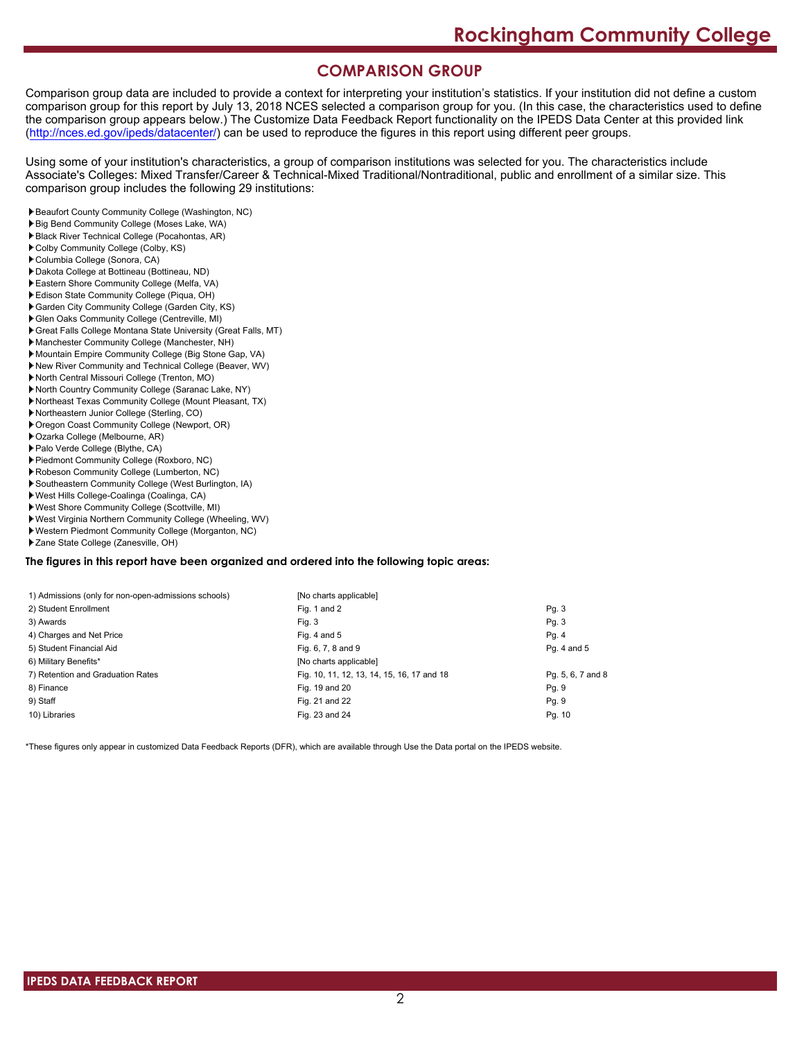## COMPARISON GROUP

Comparison group data are included to provide a context for interpreting your institution's statistics. If your institution did not define a custom comparison group for this report by July 13, 2018 NCES selected a comparison group for you. (In this case, the characteristics used to define the comparison group appears below.) The Customize Data Feedback Report functionality on the IPEDS Data Center at this provided link (http://nces.ed.gov/ipeds/datacenter/) can be used to reproduce the figures in this report using different peer groups.

Using some of your institution's characteristics, a group of comparison institutions was selected for you. The characteristics include Associate's Colleges: Mixed Transfer/Career & Technical-Mixed Traditional/Nontraditional, public and enrollment of a similar size. This comparison group includes the following 29 institutions:

- Beaufort County Community College (Washington, NC)
- Big Bend Community College (Moses Lake, WA)
- Black River Technical College (Pocahontas, AR)
- Colby Community College (Colby, KS)
- Columbia College (Sonora, CA)
- Dakota College at Bottineau (Bottineau, ND)
- Eastern Shore Community College (Melfa, VA)
- Edison State Community College (Piqua, OH)
- Garden City Community College (Garden City, KS)
- Glen Oaks Community College (Centreville, MI)
- Great Falls College Montana State University (Great Falls, MT)
- Manchester Community College (Manchester, NH)
- Mountain Empire Community College (Big Stone Gap, VA)
- New River Community and Technical College (Beaver, WV)
- North Central Missouri College (Trenton, MO)
- North Country Community College (Saranac Lake, NY)
- Northeast Texas Community College (Mount Pleasant, TX)
- Northeastern Junior College (Sterling, CO)
- Oregon Coast Community College (Newport, OR)
- Ozarka College (Melbourne, AR)
- Palo Verde College (Blythe, CA)
- Piedmont Community College (Roxboro, NC)
- Robeson Community College (Lumberton, NC)
- Southeastern Community College (West Burlington, IA)
- West Hills College-Coalinga (Coalinga, CA)
- West Shore Community College (Scottville, MI)
- West Virginia Northern Community College (Wheeling, WV)
- Western Piedmont Community College (Morganton, NC)
- Zane State College (Zanesville, OH)

**The figures in this report have been organized and ordered into the following topic areas:**

| Topic | Figures | Pages |
|---|---|---|
| 1) Admissions (only for non-open-admissions schools) | [No charts applicable] | |
| 2) Student Enrollment | Fig. 1 and 2 | Pg. 3 |
| 3) Awards | Fig. 3 | Pg. 3 |
| 4) Charges and Net Price | Fig. 4 and 5 | Pg. 4 |
| 5) Student Financial Aid | Fig. 6, 7, 8 and 9 | Pg. 4 and 5 |
| 6) Military Benefits* | [No charts applicable] | |
| 7) Retention and Graduation Rates | Fig. 10, 11, 12, 13, 14, 15, 16, 17 and 18 | Pg. 5, 6, 7 and 8 |
| 8) Finance | Fig. 19 and 20 | Pg. 9 |
| 9) Staff | Fig. 21 and 22 | Pg. 9 |
| 10) Libraries | Fig. 23 and 24 | Pg. 10 |

*These figures only appear in customized Data Feedback Reports (DFR), which are available through Use the Data portal on the IPEDS website.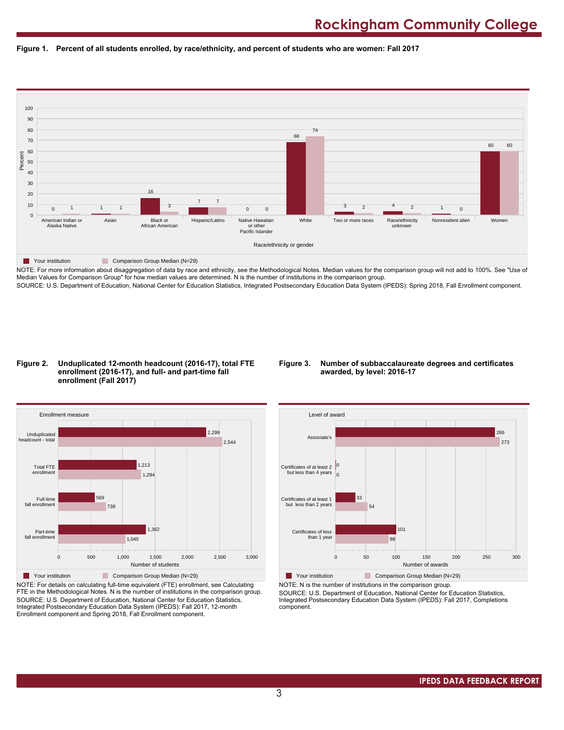# Rockingham Community College

**Figure 1. Percent of all students enrolled, by race/ethnicity, and percent of students who are women: Fall 2017**

| Race/ethnicity or gender | Your institution | Comparison Group Median (N=29) |
|---|---|---|
| American Indian or Alaska Native | 0 | 1 |
| Asian | 1 | 1 |
| Black or African American | 16 | 3 |
| Hispanic/Latino | 7 | 7 |
| Native Hawaiian or other Pacific Islander | 0 | 0 |
| White | 68 | 74 |
| Two or more races | 3 | 2 |
| Race/ethnicity unknown | 4 | 2 |
| Nonresident alien | 1 | 0 |
| Women | 60 | 60 |

NOTE: For more information about disaggregation of data by race and ethnicity, see the Methodological Notes. Median values for the comparison group will not add to 100%. See "Use of Median Values for Comparison Group" for how median values are determined. N is the number of institutions in the comparison group.
SOURCE: U.S. Department of Education, National Center for Education Statistics, Integrated Postsecondary Education Data System (IPEDS): Spring 2018, Fall Enrollment component.

**Figure 2. Unduplicated 12-month headcount (2016-17), total FTE enrollment (2016-17), and full- and part-time fall enrollment (Fall 2017)**

| Enrollment measure | Your institution | Comparison Group Median (N=29) |
|---|---|---|
| Unduplicated headcount - total | 2,299 | 2,544 |
| Total FTE enrollment | 1,213 | 1,294 |
| Full-time fall enrollment | 569 | 738 |
| Part-time fall enrollment | 1,362 | 1,045 |

NOTE: For details on calculating full-time equivalent (FTE) enrollment, see Calculating FTE in the Methodological Notes. N is the number of institutions in the comparison group.
SOURCE: U.S. Department of Education, National Center for Education Statistics, Integrated Postsecondary Education Data System (IPEDS): Fall 2017, 12-month Enrollment component and Spring 2018, Fall Enrollment component.

**Figure 3. Number of subbaccalaureate degrees and certificates awarded, by level: 2016-17**

| Level of award | Your institution | Comparison Group Median (N=29) |
|---|---|---|
| Associate's | 266 | 273 |
| Certificates of at least 2 but less than 4 years | 0 | 0 |
| Certificates of at least 1 but less than 2 years | 33 | 54 |
| Certificates of less than 1 year | 101 | 88 |

NOTE: N is the number of institutions in the comparison group.
SOURCE: U.S. Department of Education, National Center for Education Statistics, Integrated Postsecondary Education Data System (IPEDS): Fall 2017, Completions component.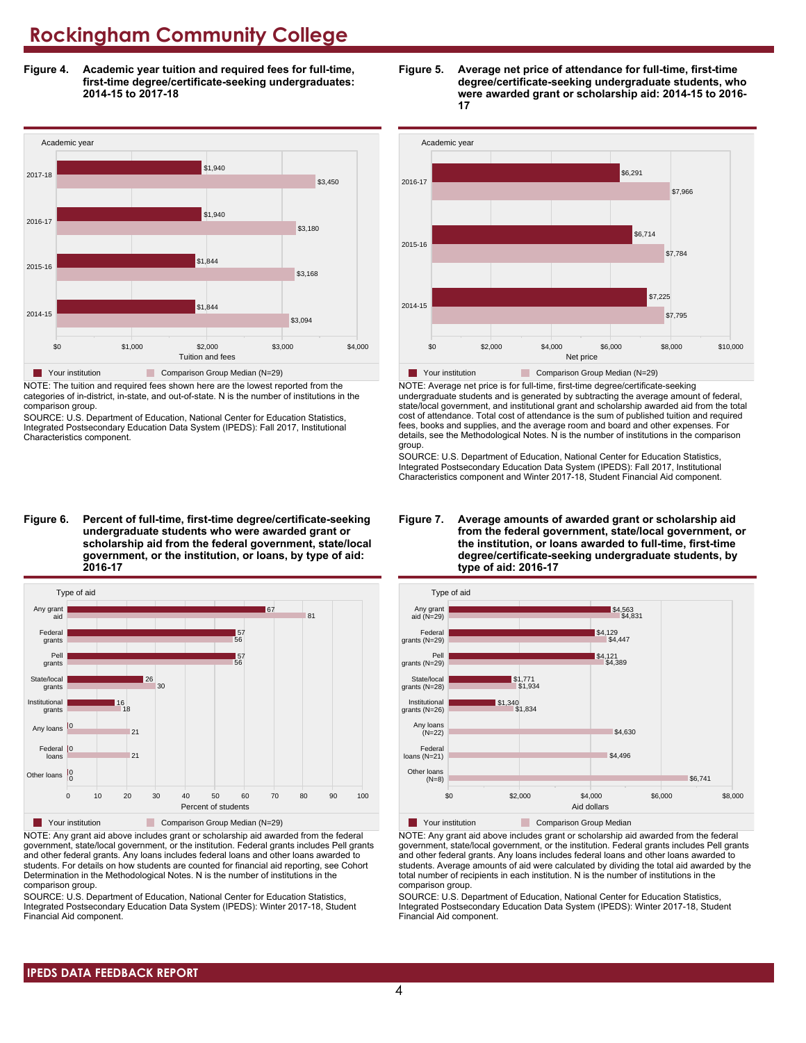# Rockingham Community College

**Figure 4. Academic year tuition and required fees for full-time, first-time degree/certificate-seeking undergraduates: 2014-15 to 2017-18**

| Academic year | Your institution | Comparison Group Median (N=29) |
|---|---|---|
| 2017-18 | $1,940 | $3,450 |
| 2016-17 | $1,940 | $3,180 |
| 2015-16 | $1,844 | $3,168 |
| 2014-15 | $1,844 | $3,094 |

NOTE: The tuition and required fees shown here are the lowest reported from the categories of in-district, in-state, and out-of-state. N is the number of institutions in the comparison group.

SOURCE: U.S. Department of Education, National Center for Education Statistics, Integrated Postsecondary Education Data System (IPEDS): Fall 2017, Institutional Characteristics component.

**Figure 5. Average net price of attendance for full-time, first-time degree/certificate-seeking undergraduate students, who were awarded grant or scholarship aid: 2014-15 to 2016-17**

| Academic year | Your institution | Comparison Group Median (N=29) |
|---|---|---|
| 2016-17 | $6,291 | $7,966 |
| 2015-16 | $6,714 | $7,784 |
| 2014-15 | $7,225 | $7,795 |

NOTE: Average net price is for full-time, first-time degree/certificate-seeking undergraduate students and is generated by subtracting the average amount of federal, state/local government, and institutional grant and scholarship awarded aid from the total cost of attendance. Total cost of attendance is the sum of published tuition and required fees, books and supplies, and the average room and board and other expenses. For details, see the Methodological Notes. N is the number of institutions in the comparison group.

SOURCE: U.S. Department of Education, National Center for Education Statistics, Integrated Postsecondary Education Data System (IPEDS): Fall 2017, Institutional Characteristics component and Winter 2017-18, Student Financial Aid component.

**Figure 6. Percent of full-time, first-time degree/certificate-seeking undergraduate students who were awarded grant or scholarship aid from the federal government, state/local government, or the institution, or loans, by type of aid: 2016-17**

| Type of aid | Your institution | Comparison Group Median (N=29) |
|---|---|---|
| Any grant aid | 67 | 81 |
| Federal grants | 57 | 56 |
| Pell grants | 57 | 56 |
| State/local grants | 26 | 30 |
| Institutional grants | 16 | 18 |
| Any loans | 0 | 21 |
| Federal loans | 0 | 21 |
| Other loans | 0 | 0 |

NOTE: Any grant aid above includes grant or scholarship aid awarded from the federal government, state/local government, or the institution. Federal grants includes Pell grants and other federal grants. Any loans includes federal loans and other loans awarded to students. For details on how students are counted for financial aid reporting, see Cohort Determination in the Methodological Notes. N is the number of institutions in the comparison group.

SOURCE: U.S. Department of Education, National Center for Education Statistics, Integrated Postsecondary Education Data System (IPEDS): Winter 2017-18, Student Financial Aid component.

**Figure 7. Average amounts of awarded grant or scholarship aid from the federal government, state/local government, or the institution, or loans awarded to full-time, first-time degree/certificate-seeking undergraduate students, by type of aid: 2016-17**

| Type of aid | Your institution | Comparison Group Median |
|---|---|---|
| Any grant aid (N=29) | $4,563 | $4,831 |
| Federal grants (N=29) | $4,129 | $4,447 |
| Pell grants (N=29) | $4,121 | $4,389 |
| State/local grants (N=28) | $1,771 | $1,934 |
| Institutional grants (N=26) | $1,340 | $1,834 |
| Any loans (N=22) | | $4,630 |
| Federal loans (N=21) | | $4,496 |
| Other loans (N=8) | | $6,741 |

NOTE: Any grant aid above includes grant or scholarship aid awarded from the federal government, state/local government, or the institution. Federal grants includes Pell grants and other federal grants. Any loans includes federal loans and other loans awarded to students. Average amounts of aid were calculated by dividing the total aid awarded by the total number of recipients in each institution. N is the number of institutions in the comparison group.

SOURCE: U.S. Department of Education, National Center for Education Statistics, Integrated Postsecondary Education Data System (IPEDS): Winter 2017-18, Student Financial Aid component.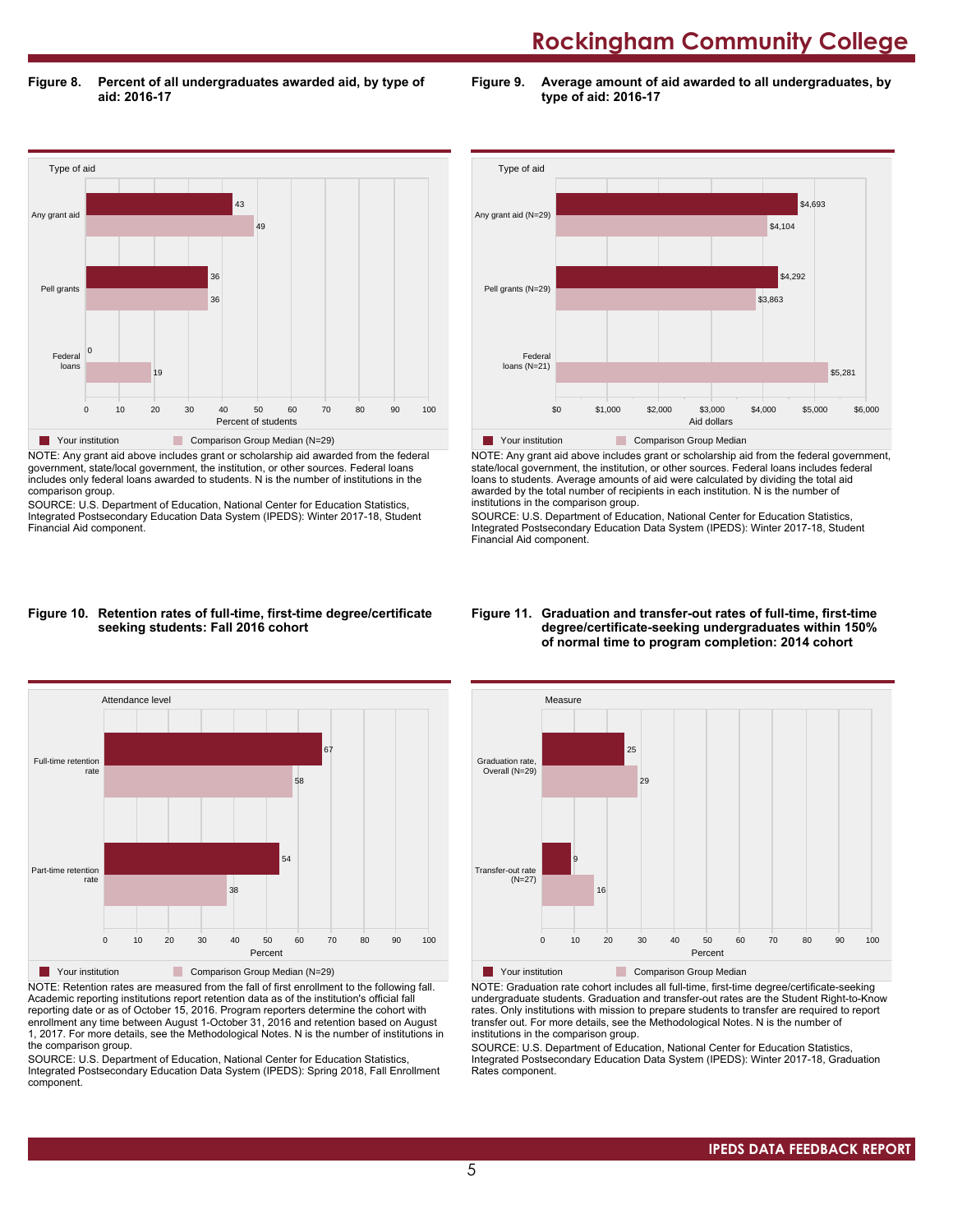## Rockingham Community College

**Figure 8. Percent of all undergraduates awarded aid, by type of aid: 2016-17**

| Type of aid | Your institution | Comparison Group Median (N=29) |
|---|---|---|
| Any grant aid | 43 | 49 |
| Pell grants | 36 | 36 |
| Federal loans | 0 | 19 |

Percent of students

NOTE: Any grant aid above includes grant or scholarship aid awarded from the federal government, state/local government, the institution, or other sources. Federal loans includes only federal loans awarded to students. N is the number of institutions in the comparison group.

SOURCE: U.S. Department of Education, National Center for Education Statistics, Integrated Postsecondary Education Data System (IPEDS): Winter 2017-18, Student Financial Aid component.

**Figure 9. Average amount of aid awarded to all undergraduates, by type of aid: 2016-17**

| Type of aid | Your institution | Comparison Group Median |
|---|---|---|
| Any grant aid (N=29) | $4,693 | $4,104 |
| Pell grants (N=29) | $4,292 | $3,863 |
| Federal loans (N=21) | | $5,281 |

Aid dollars

NOTE: Any grant aid above includes grant or scholarship aid from the federal government, state/local government, the institution, or other sources. Federal loans includes federal loans to students. Average amounts of aid were calculated by dividing the total aid awarded by the total number of recipients in each institution. N is the number of institutions in the comparison group.

SOURCE: U.S. Department of Education, National Center for Education Statistics, Integrated Postsecondary Education Data System (IPEDS): Winter 2017-18, Student Financial Aid component.

**Figure 10. Retention rates of full-time, first-time degree/certificate seeking students: Fall 2016 cohort**

| Attendance level | Your institution | Comparison Group Median (N=29) |
|---|---|---|
| Full-time retention rate | 67 | 58 |
| Part-time retention rate | 54 | 38 |

Percent

NOTE: Retention rates are measured from the fall of first enrollment to the following fall. Academic reporting institutions report retention data as of the institution's official fall reporting date or as of October 15, 2016. Program reporters determine the cohort with enrollment any time between August 1-October 31, 2016 and retention based on August 1, 2017. For more details, see the Methodological Notes. N is the number of institutions in the comparison group.

SOURCE: U.S. Department of Education, National Center for Education Statistics, Integrated Postsecondary Education Data System (IPEDS): Spring 2018, Fall Enrollment component.

**Figure 11. Graduation and transfer-out rates of full-time, first-time degree/certificate-seeking undergraduates within 150% of normal time to program completion: 2014 cohort**

| Measure | Your institution | Comparison Group Median |
|---|---|---|
| Graduation rate, Overall (N=29) | 25 | 29 |
| Transfer-out rate (N=27) | 9 | 16 |

Percent

NOTE: Graduation rate cohort includes all full-time, first-time degree/certificate-seeking undergraduate students. Graduation and transfer-out rates are the Student Right-to-Know rates. Only institutions with mission to prepare students to transfer are required to report transfer out. For more details, see the Methodological Notes. N is the number of institutions in the comparison group.

SOURCE: U.S. Department of Education, National Center for Education Statistics, Integrated Postsecondary Education Data System (IPEDS): Winter 2017-18, Graduation Rates component.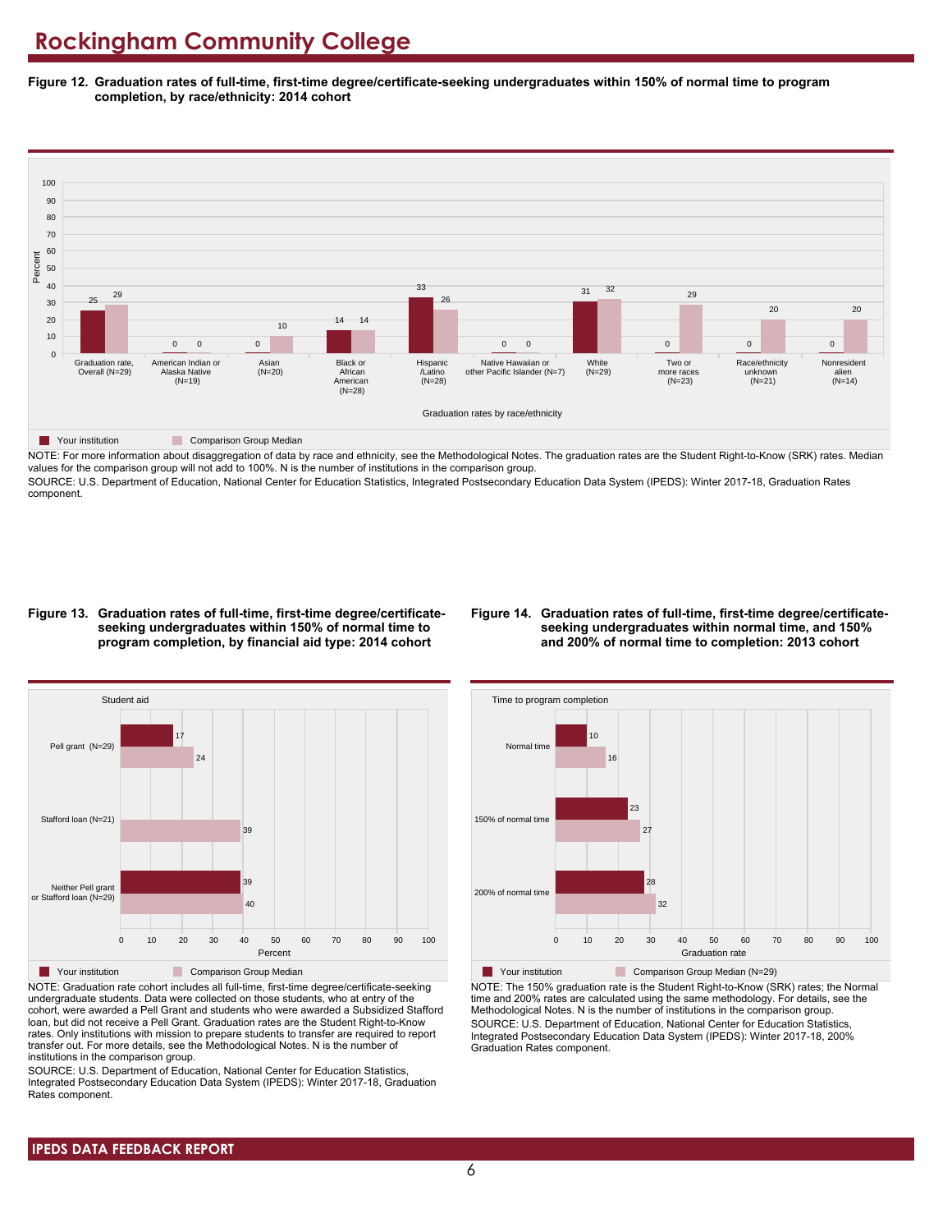# Rockingham Community College

**Figure 12. Graduation rates of full-time, first-time degree/certificate-seeking undergraduates within 150% of normal time to program completion, by race/ethnicity: 2014 cohort**

| Graduation rates by race/ethnicity | Your institution | Comparison Group Median |
| --- | --- | --- |
| Graduation rate, Overall (N=29) | 25 | 29 |
| American Indian or Alaska Native (N=19) | 0 | 0 |
| Asian (N=20) | 0 | 10 |
| Black or African American (N=28) | 14 | 14 |
| Hispanic /Latino (N=28) | 33 | 26 |
| Native Hawaiian or other Pacific Islander (N=7) | 0 | 0 |
| White (N=29) | 31 | 32 |
| Two or more races (N=23) | 0 | 29 |
| Race/ethnicity unknown (N=21) | 0 | 20 |
| Nonresident alien (N=14) | 0 | 20 |

NOTE: For more information about disaggregation of data by race and ethnicity, see the Methodological Notes. The graduation rates are the Student Right-to-Know (SRK) rates. Median values for the comparison group will not add to 100%. N is the number of institutions in the comparison group.

SOURCE: U.S. Department of Education, National Center for Education Statistics, Integrated Postsecondary Education Data System (IPEDS): Winter 2017-18, Graduation Rates component.

**Figure 13. Graduation rates of full-time, first-time degree/certificate-seeking undergraduates within 150% of normal time to program completion, by financial aid type: 2014 cohort**

| Student aid | Your institution | Comparison Group Median |
| --- | --- | --- |
| Pell grant (N=29) | 17 | 24 |
| Stafford loan (N=21) | | 39 |
| Neither Pell grant or Stafford loan (N=29) | 39 | 40 |

NOTE: Graduation rate cohort includes all full-time, first-time degree/certificate-seeking undergraduate students. Data were collected on those students, who at entry of the cohort, were awarded a Pell Grant and students who were awarded a Subsidized Stafford loan, but did not receive a Pell Grant. Graduation rates are the Student Right-to-Know rates. Only institutions with mission to prepare students to transfer are required to report transfer out. For more details, see the Methodological Notes. N is the number of institutions in the comparison group.

SOURCE: U.S. Department of Education, National Center for Education Statistics, Integrated Postsecondary Education Data System (IPEDS): Winter 2017-18, Graduation Rates component.

**Figure 14. Graduation rates of full-time, first-time degree/certificate-seeking undergraduates within normal time, and 150% and 200% of normal time to completion: 2013 cohort**

| Time to program completion | Your institution | Comparison Group Median (N=29) |
| --- | --- | --- |
| Normal time | 10 | 16 |
| 150% of normal time | 23 | 27 |
| 200% of normal time | 28 | 32 |

NOTE: The 150% graduation rate is the Student Right-to-Know (SRK) rates; the Normal time and 200% rates are calculated using the same methodology. For details, see the Methodological Notes. N is the number of institutions in the comparison group.

SOURCE: U.S. Department of Education, National Center for Education Statistics, Integrated Postsecondary Education Data System (IPEDS): Winter 2017-18, 200% Graduation Rates component.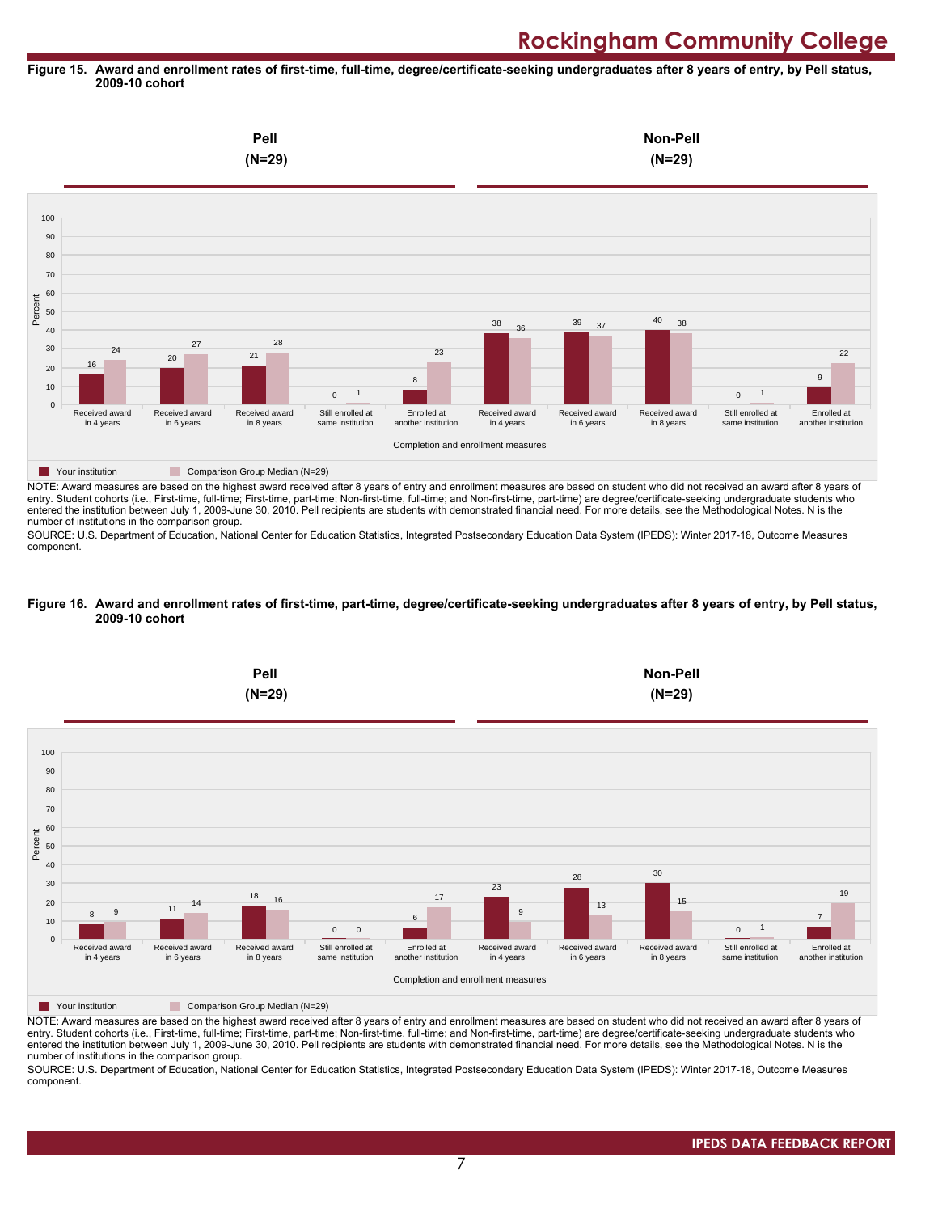# Rockingham Community College

**Figure 15. Award and enrollment rates of first-time, full-time, degree/certificate-seeking undergraduates after 8 years of entry, by Pell status, 2009-10 cohort**

| Completion and enrollment measures | Pell (N=29) Your institution | Pell (N=29) Comparison Group Median (N=29) | Non-Pell (N=29) Your institution | Non-Pell (N=29) Comparison Group Median (N=29) |
|---|---|---|---|---|
| Received award in 4 years | 16 | 24 | 38 | 36 |
| Received award in 6 years | 20 | 27 | 39 | 37 |
| Received award in 8 years | 21 | 28 | 40 | 38 |
| Still enrolled at same institution | 0 | 1 | 0 | 1 |
| Enrolled at another institution | 8 | 23 | 9 | 22 |

NOTE: Award measures are based on the highest award received after 8 years of entry and enrollment measures are based on student who did not received an award after 8 years of entry. Student cohorts (i.e., First-time, full-time; First-time, part-time; Non-first-time, full-time; and Non-first-time, part-time) are degree/certificate-seeking undergraduate students who entered the institution between July 1, 2009-June 30, 2010. Pell recipients are students with demonstrated financial need. For more details, see the Methodological Notes. N is the number of institutions in the comparison group.

SOURCE: U.S. Department of Education, National Center for Education Statistics, Integrated Postsecondary Education Data System (IPEDS): Winter 2017-18, Outcome Measures component.

**Figure 16. Award and enrollment rates of first-time, part-time, degree/certificate-seeking undergraduates after 8 years of entry, by Pell status, 2009-10 cohort**

| Completion and enrollment measures | Pell (N=29) Your institution | Pell (N=29) Comparison Group Median (N=29) | Non-Pell (N=29) Your institution | Non-Pell (N=29) Comparison Group Median (N=29) |
|---|---|---|---|---|
| Received award in 4 years | 8 | 9 | 23 | 9 |
| Received award in 6 years | 11 | 14 | 28 | 13 |
| Received award in 8 years | 18 | 16 | 30 | 15 |
| Still enrolled at same institution | 0 | 0 | 0 | 1 |
| Enrolled at another institution | 6 | 17 | 7 | 19 |

NOTE: Award measures are based on the highest award received after 8 years of entry and enrollment measures are based on student who did not received an award after 8 years of entry. Student cohorts (i.e., First-time, full-time; First-time, part-time; Non-first-time, full-time; and Non-first-time, part-time) are degree/certificate-seeking undergraduate students who entered the institution between July 1, 2009-June 30, 2010. Pell recipients are students with demonstrated financial need. For more details, see the Methodological Notes. N is the number of institutions in the comparison group.

SOURCE: U.S. Department of Education, National Center for Education Statistics, Integrated Postsecondary Education Data System (IPEDS): Winter 2017-18, Outcome Measures component.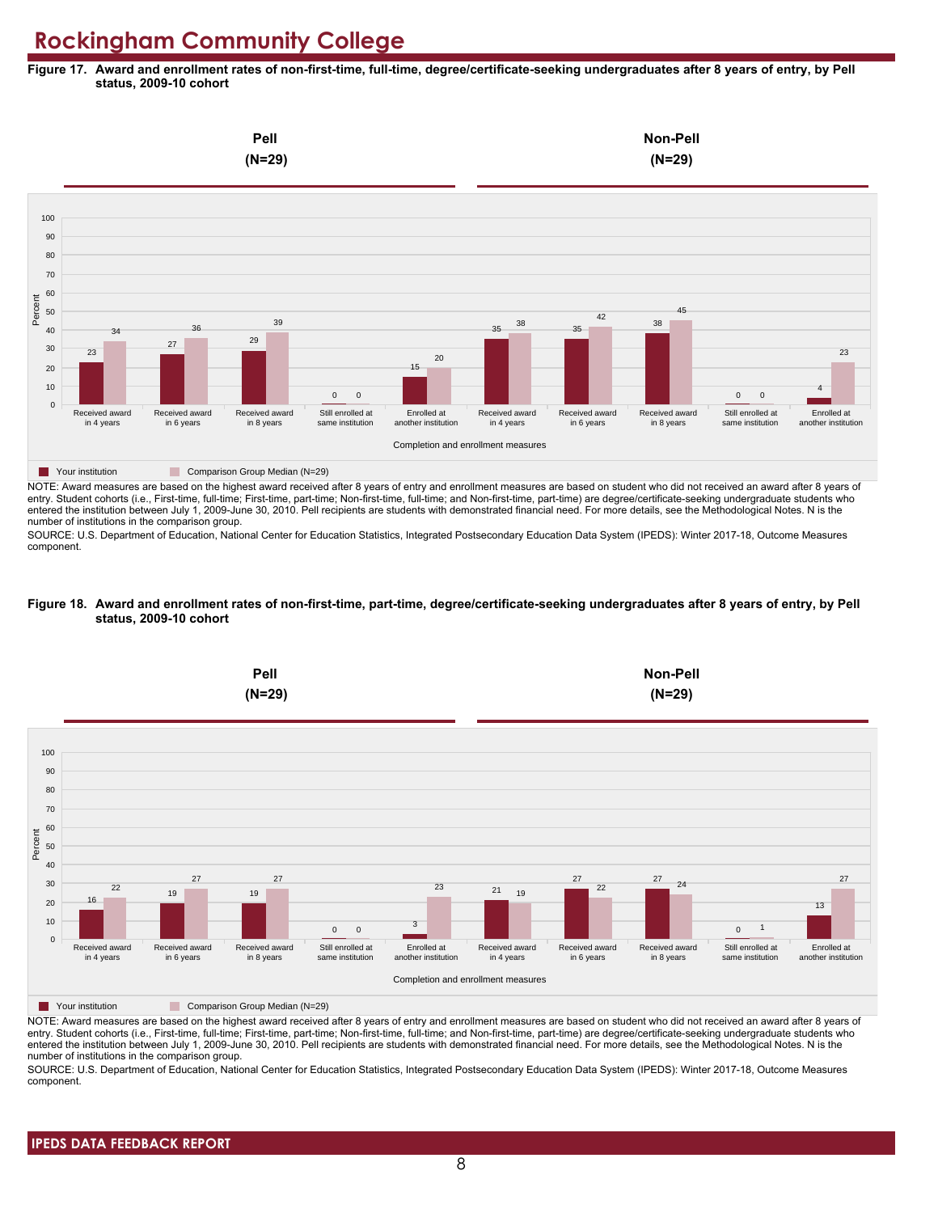# Rockingham Community College

**Figure 17. Award and enrollment rates of non-first-time, full-time, degree/certificate-seeking undergraduates after 8 years of entry, by Pell status, 2009-10 cohort**

| Completion and enrollment measures | Pell (N=29): Your institution | Pell (N=29): Comparison Group Median (N=29) | Non-Pell (N=29): Your institution | Non-Pell (N=29): Comparison Group Median (N=29) |
|---|---|---|---|---|
| Received award in 4 years | 23 | 34 | 35 | 38 |
| Received award in 6 years | 27 | 36 | 35 | 42 |
| Received award in 8 years | 29 | 39 | 38 | 45 |
| Still enrolled at same institution | 0 | 0 | 0 | 0 |
| Enrolled at another institution | 15 | 20 | 4 | 23 |

NOTE: Award measures are based on the highest award received after 8 years of entry and enrollment measures are based on student who did not received an award after 8 years of entry. Student cohorts (i.e., First-time, full-time; First-time, part-time; Non-first-time, full-time; and Non-first-time, part-time) are degree/certificate-seeking undergraduate students who entered the institution between July 1, 2009-June 30, 2010. Pell recipients are students with demonstrated financial need. For more details, see the Methodological Notes. N is the number of institutions in the comparison group.

SOURCE: U.S. Department of Education, National Center for Education Statistics, Integrated Postsecondary Education Data System (IPEDS): Winter 2017-18, Outcome Measures component.

**Figure 18. Award and enrollment rates of non-first-time, part-time, degree/certificate-seeking undergraduates after 8 years of entry, by Pell status, 2009-10 cohort**

| Completion and enrollment measures | Pell (N=29): Your institution | Pell (N=29): Comparison Group Median (N=29) | Non-Pell (N=29): Your institution | Non-Pell (N=29): Comparison Group Median (N=29) |
|---|---|---|---|---|
| Received award in 4 years | 16 | 22 | 21 | 19 |
| Received award in 6 years | 19 | 27 | 27 | 22 |
| Received award in 8 years | 19 | 27 | 27 | 24 |
| Still enrolled at same institution | 0 | 0 | 0 | 1 |
| Enrolled at another institution | 3 | 23 | 13 | 27 |

NOTE: Award measures are based on the highest award received after 8 years of entry and enrollment measures are based on student who did not received an award after 8 years of entry. Student cohorts (i.e., First-time, full-time; First-time, part-time; Non-first-time, full-time; and Non-first-time, part-time) are degree/certificate-seeking undergraduate students who entered the institution between July 1, 2009-June 30, 2010. Pell recipients are students with demonstrated financial need. For more details, see the Methodological Notes. N is the number of institutions in the comparison group.

SOURCE: U.S. Department of Education, National Center for Education Statistics, Integrated Postsecondary Education Data System (IPEDS): Winter 2017-18, Outcome Measures component.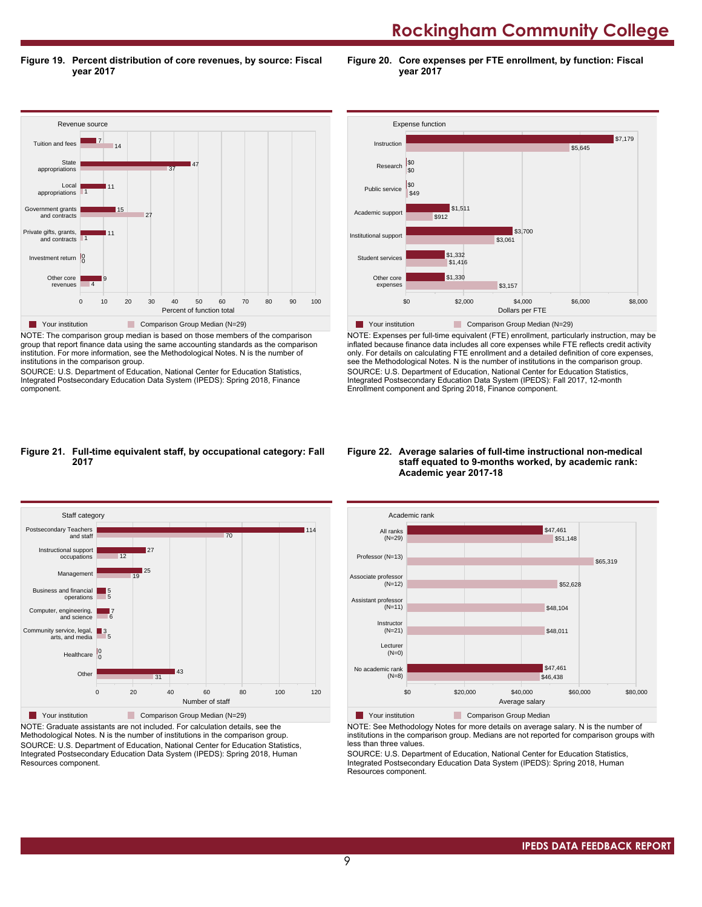# Rockingham Community College

**Figure 19. Percent distribution of core revenues, by source: Fiscal year 2017**

| Revenue source | Your institution | Comparison Group Median (N=29) |
|---|---|---|
| Tuition and fees | 7 | 14 |
| State appropriations | 47 | 37 |
| Local appropriations | 11 | 1 |
| Government grants and contracts | 15 | 27 |
| Private gifts, grants, and contracts | 11 | 1 |
| Investment return | 0 | 0 |
| Other core revenues | 9 | 4 |

Percent of function total

NOTE: The comparison group median is based on those members of the comparison group that report finance data using the same accounting standards as the comparison institution. For more information, see the Methodological Notes. N is the number of institutions in the comparison group.
SOURCE: U.S. Department of Education, National Center for Education Statistics, Integrated Postsecondary Education Data System (IPEDS): Spring 2018, Finance component.

**Figure 20. Core expenses per FTE enrollment, by function: Fiscal year 2017**

| Expense function | Your institution | Comparison Group Median (N=29) |
|---|---|---|
| Instruction | $7,179 | $5,645 |
| Research | $0 | $0 |
| Public service | $0 | $49 |
| Academic support | $1,511 | $912 |
| Institutional support | $3,700 | $3,061 |
| Student services | $1,332 | $1,416 |
| Other core expenses | $1,330 | $3,157 |

Dollars per FTE

NOTE: Expenses per full-time equivalent (FTE) enrollment, particularly instruction, may be inflated because finance data includes all core expenses while FTE reflects credit activity only. For details on calculating FTE enrollment and a detailed definition of core expenses, see the Methodological Notes. N is the number of institutions in the comparison group.
SOURCE: U.S. Department of Education, National Center for Education Statistics, Integrated Postsecondary Education Data System (IPEDS): Fall 2017, 12-month Enrollment component and Spring 2018, Finance component.

**Figure 21. Full-time equivalent staff, by occupational category: Fall 2017**

| Staff category | Your institution | Comparison Group Median (N=29) |
|---|---|---|
| Postsecondary Teachers and staff | 114 | 70 |
| Instructional support occupations | 27 | 12 |
| Management | 25 | 19 |
| Business and financial operations | 5 | 5 |
| Computer, engineering, and science | 7 | 6 |
| Community service, legal, arts, and media | 3 | 5 |
| Healthcare | 0 | 0 |
| Other | 43 | 31 |

Number of staff

NOTE: Graduate assistants are not included. For calculation details, see the Methodological Notes. N is the number of institutions in the comparison group.
SOURCE: U.S. Department of Education, National Center for Education Statistics, Integrated Postsecondary Education Data System (IPEDS): Spring 2018, Human Resources component.

**Figure 22. Average salaries of full-time instructional non-medical staff equated to 9-months worked, by academic rank: Academic year 2017-18**

| Academic rank | Your institution | Comparison Group Median |
|---|---|---|
| All ranks (N=29) | $47,461 | $51,148 |
| Professor (N=13) | | $65,319 |
| Associate professor (N=12) | | $52,628 |
| Assistant professor (N=11) | | $48,104 |
| Instructor (N=21) | | $48,011 |
| Lecturer (N=0) | | |
| No academic rank (N=8) | $47,461 | $46,438 |

Average salary

NOTE: See Methodology Notes for more details on average salary. N is the number of institutions in the comparison group. Medians are not reported for comparison groups with less than three values.
SOURCE: U.S. Department of Education, National Center for Education Statistics, Integrated Postsecondary Education Data System (IPEDS): Spring 2018, Human Resources component.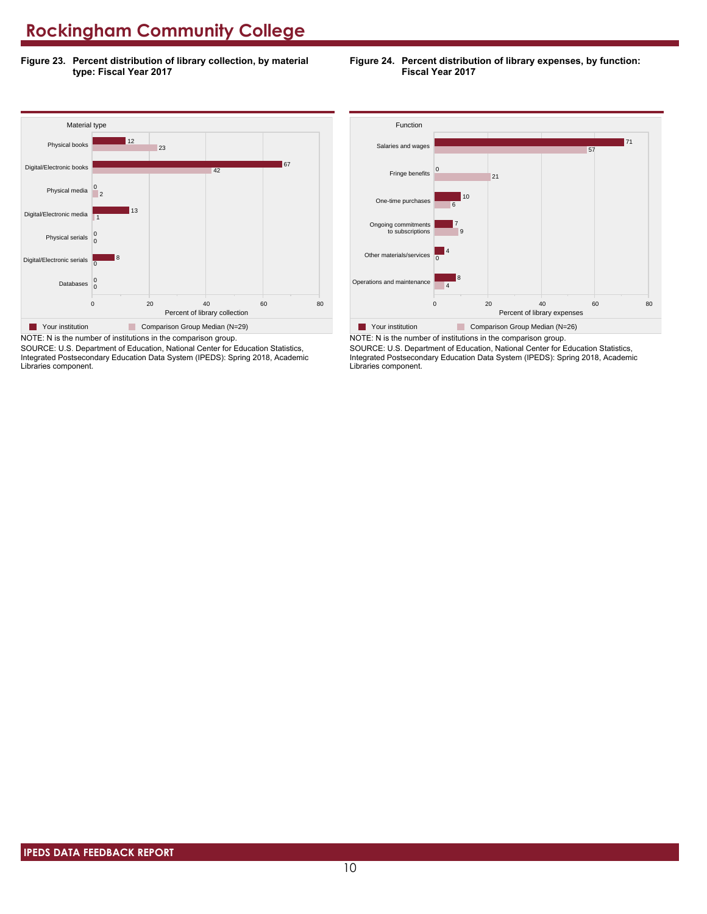# Rockingham Community College

**Figure 23. Percent distribution of library collection, by material type: Fiscal Year 2017**

| Material type | Your institution | Comparison Group Median (N=29) |
|---|---|---|
| Physical books | 12 | 23 |
| Digital/Electronic books | 67 | 42 |
| Physical media | 0 | 2 |
| Digital/Electronic media | 13 | 1 |
| Physical serials | 0 | 0 |
| Digital/Electronic serials | 8 | 0 |
| Databases | 0 | 0 |

Percent of library collection

NOTE: N is the number of institutions in the comparison group.
SOURCE: U.S. Department of Education, National Center for Education Statistics, Integrated Postsecondary Education Data System (IPEDS): Spring 2018, Academic Libraries component.

**Figure 24. Percent distribution of library expenses, by function: Fiscal Year 2017**

| Function | Your institution | Comparison Group Median (N=26) |
|---|---|---|
| Salaries and wages | 71 | 57 |
| Fringe benefits | 0 | 21 |
| One-time purchases | 10 | 6 |
| Ongoing commitments to subscriptions | 7 | 9 |
| Other materials/services | 4 | 0 |
| Operations and maintenance | 8 | 4 |

Percent of library expenses

NOTE: N is the number of institutions in the comparison group.
SOURCE: U.S. Department of Education, National Center for Education Statistics, Integrated Postsecondary Education Data System (IPEDS): Spring 2018, Academic Libraries component.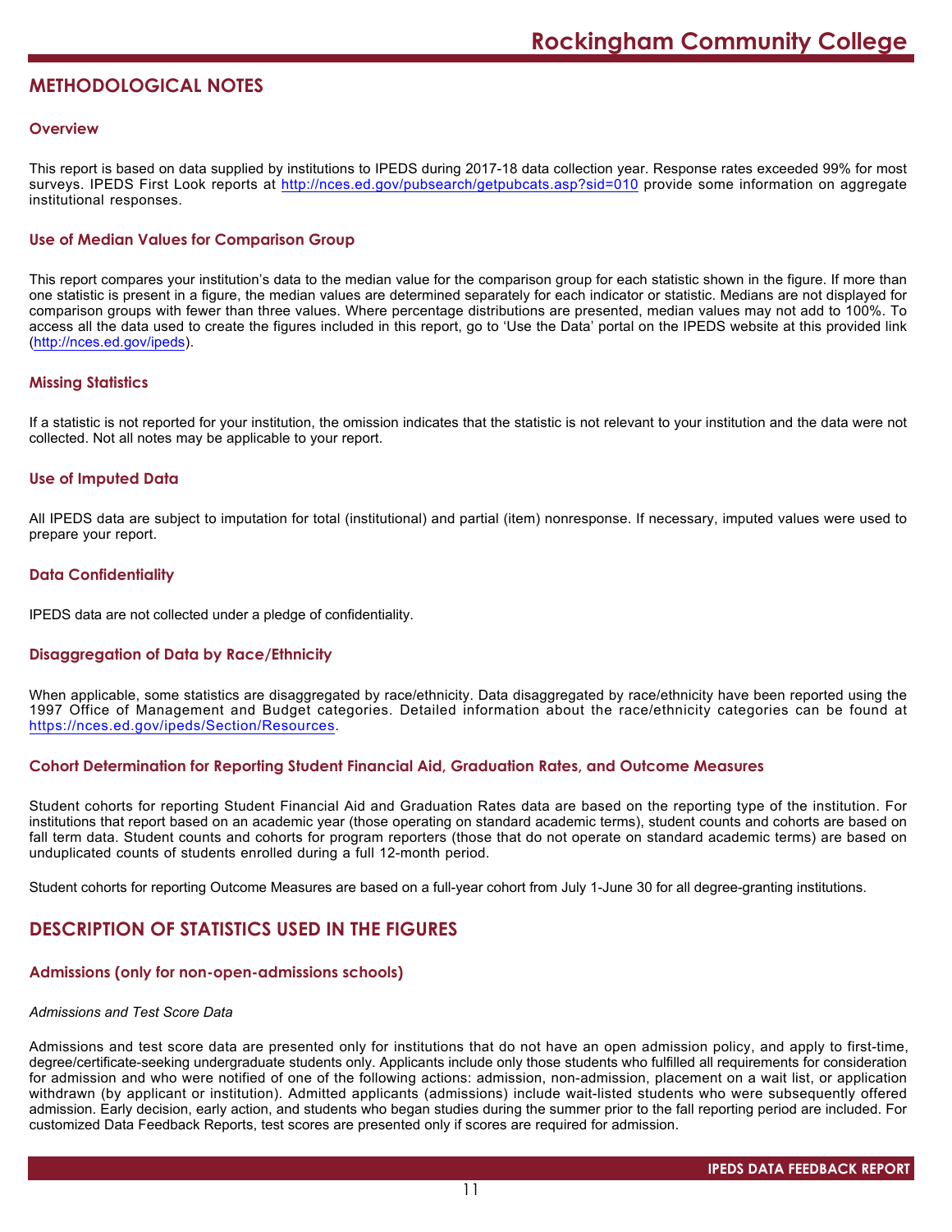# METHODOLOGICAL NOTES

## Overview

This report is based on data supplied by institutions to IPEDS during 2017-18 data collection year. Response rates exceeded 99% for most surveys. IPEDS First Look reports at http://nces.ed.gov/pubsearch/getpubcats.asp?sid=010 provide some information on aggregate institutional responses.

## Use of Median Values for Comparison Group

This report compares your institution's data to the median value for the comparison group for each statistic shown in the figure. If more than one statistic is present in a figure, the median values are determined separately for each indicator or statistic. Medians are not displayed for comparison groups with fewer than three values. Where percentage distributions are presented, median values may not add to 100%. To access all the data used to create the figures included in this report, go to 'Use the Data' portal on the IPEDS website at this provided link (http://nces.ed.gov/ipeds).

## Missing Statistics

If a statistic is not reported for your institution, the omission indicates that the statistic is not relevant to your institution and the data were not collected. Not all notes may be applicable to your report.

## Use of Imputed Data

All IPEDS data are subject to imputation for total (institutional) and partial (item) nonresponse. If necessary, imputed values were used to prepare your report.

## Data Confidentiality

IPEDS data are not collected under a pledge of confidentiality.

## Disaggregation of Data by Race/Ethnicity

When applicable, some statistics are disaggregated by race/ethnicity. Data disaggregated by race/ethnicity have been reported using the 1997 Office of Management and Budget categories. Detailed information about the race/ethnicity categories can be found at https://nces.ed.gov/ipeds/Section/Resources.

## Cohort Determination for Reporting Student Financial Aid, Graduation Rates, and Outcome Measures

Student cohorts for reporting Student Financial Aid and Graduation Rates data are based on the reporting type of the institution. For institutions that report based on an academic year (those operating on standard academic terms), student counts and cohorts are based on fall term data. Student counts and cohorts for program reporters (those that do not operate on standard academic terms) are based on unduplicated counts of students enrolled during a full 12-month period.

Student cohorts for reporting Outcome Measures are based on a full-year cohort from July 1-June 30 for all degree-granting institutions.

# DESCRIPTION OF STATISTICS USED IN THE FIGURES

## Admissions (only for non-open-admissions schools)

*Admissions and Test Score Data*

Admissions and test score data are presented only for institutions that do not have an open admission policy, and apply to first-time, degree/certificate-seeking undergraduate students only. Applicants include only those students who fulfilled all requirements for consideration for admission and who were notified of one of the following actions: admission, non-admission, placement on a wait list, or application withdrawn (by applicant or institution). Admitted applicants (admissions) include wait-listed students who were subsequently offered admission. Early decision, early action, and students who began studies during the summer prior to the fall reporting period are included. For customized Data Feedback Reports, test scores are presented only if scores are required for admission.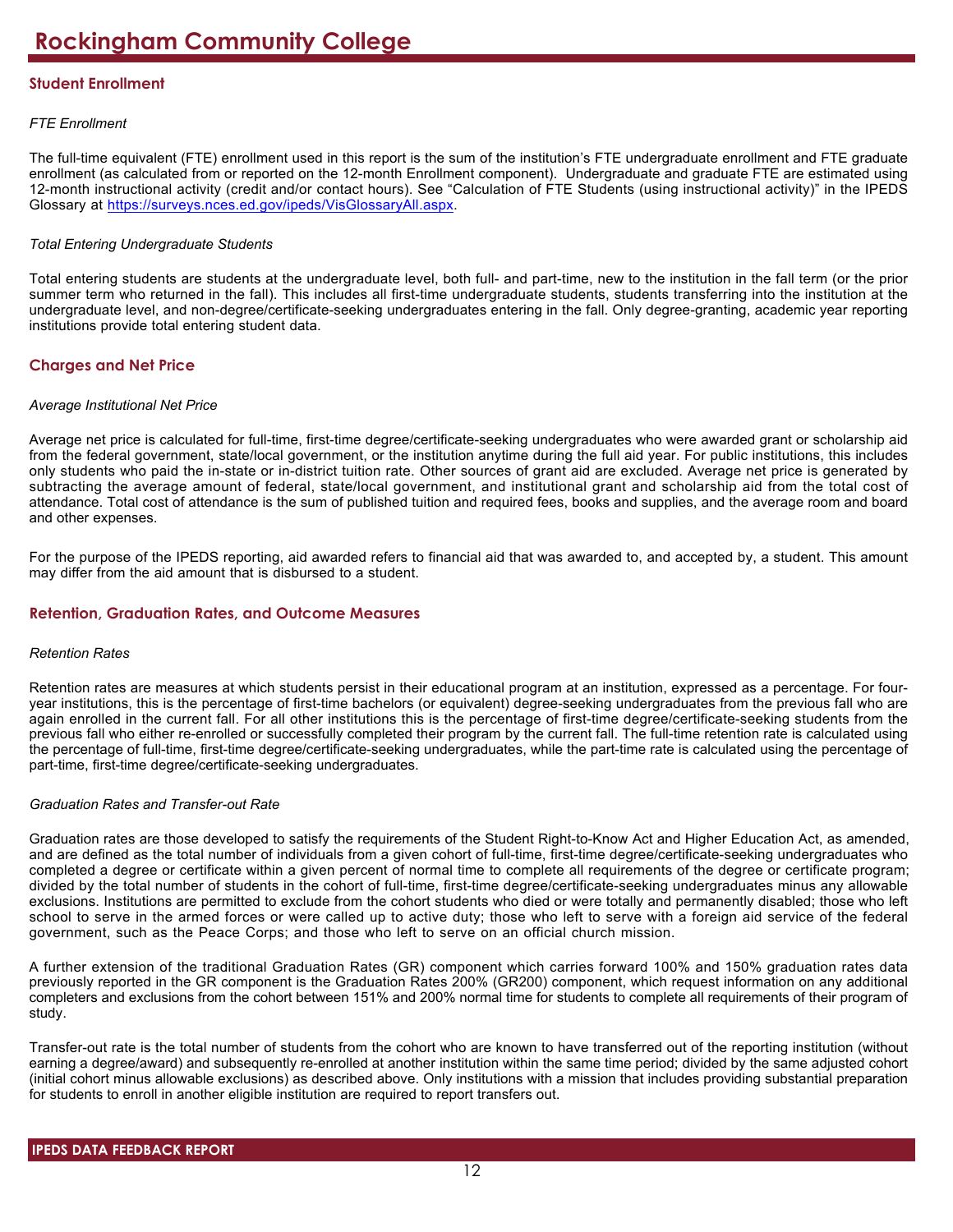# Rockingham Community College

## Student Enrollment

*FTE Enrollment*

The full-time equivalent (FTE) enrollment used in this report is the sum of the institution's FTE undergraduate enrollment and FTE graduate enrollment (as calculated from or reported on the 12-month Enrollment component). Undergraduate and graduate FTE are estimated using 12-month instructional activity (credit and/or contact hours). See "Calculation of FTE Students (using instructional activity)" in the IPEDS Glossary at https://surveys.nces.ed.gov/ipeds/VisGlossaryAll.aspx.

*Total Entering Undergraduate Students*

Total entering students are students at the undergraduate level, both full- and part-time, new to the institution in the fall term (or the prior summer term who returned in the fall). This includes all first-time undergraduate students, students transferring into the institution at the undergraduate level, and non-degree/certificate-seeking undergraduates entering in the fall. Only degree-granting, academic year reporting institutions provide total entering student data.

## Charges and Net Price

*Average Institutional Net Price*

Average net price is calculated for full-time, first-time degree/certificate-seeking undergraduates who were awarded grant or scholarship aid from the federal government, state/local government, or the institution anytime during the full aid year. For public institutions, this includes only students who paid the in-state or in-district tuition rate. Other sources of grant aid are excluded. Average net price is generated by subtracting the average amount of federal, state/local government, and institutional grant and scholarship aid from the total cost of attendance. Total cost of attendance is the sum of published tuition and required fees, books and supplies, and the average room and board and other expenses.

For the purpose of the IPEDS reporting, aid awarded refers to financial aid that was awarded to, and accepted by, a student. This amount may differ from the aid amount that is disbursed to a student.

## Retention, Graduation Rates, and Outcome Measures

*Retention Rates*

Retention rates are measures at which students persist in their educational program at an institution, expressed as a percentage. For four-year institutions, this is the percentage of first-time bachelors (or equivalent) degree-seeking undergraduates from the previous fall who are again enrolled in the current fall. For all other institutions this is the percentage of first-time degree/certificate-seeking students from the previous fall who either re-enrolled or successfully completed their program by the current fall. The full-time retention rate is calculated using the percentage of full-time, first-time degree/certificate-seeking undergraduates, while the part-time rate is calculated using the percentage of part-time, first-time degree/certificate-seeking undergraduates.

*Graduation Rates and Transfer-out Rate*

Graduation rates are those developed to satisfy the requirements of the Student Right-to-Know Act and Higher Education Act, as amended, and are defined as the total number of individuals from a given cohort of full-time, first-time degree/certificate-seeking undergraduates who completed a degree or certificate within a given percent of normal time to complete all requirements of the degree or certificate program; divided by the total number of students in the cohort of full-time, first-time degree/certificate-seeking undergraduates minus any allowable exclusions. Institutions are permitted to exclude from the cohort students who died or were totally and permanently disabled; those who left school to serve in the armed forces or were called up to active duty; those who left to serve with a foreign aid service of the federal government, such as the Peace Corps; and those who left to serve on an official church mission.

A further extension of the traditional Graduation Rates (GR) component which carries forward 100% and 150% graduation rates data previously reported in the GR component is the Graduation Rates 200% (GR200) component, which request information on any additional completers and exclusions from the cohort between 151% and 200% normal time for students to complete all requirements of their program of study.

Transfer-out rate is the total number of students from the cohort who are known to have transferred out of the reporting institution (without earning a degree/award) and subsequently re-enrolled at another institution within the same time period; divided by the same adjusted cohort (initial cohort minus allowable exclusions) as described above. Only institutions with a mission that includes providing substantial preparation for students to enroll in another eligible institution are required to report transfers out.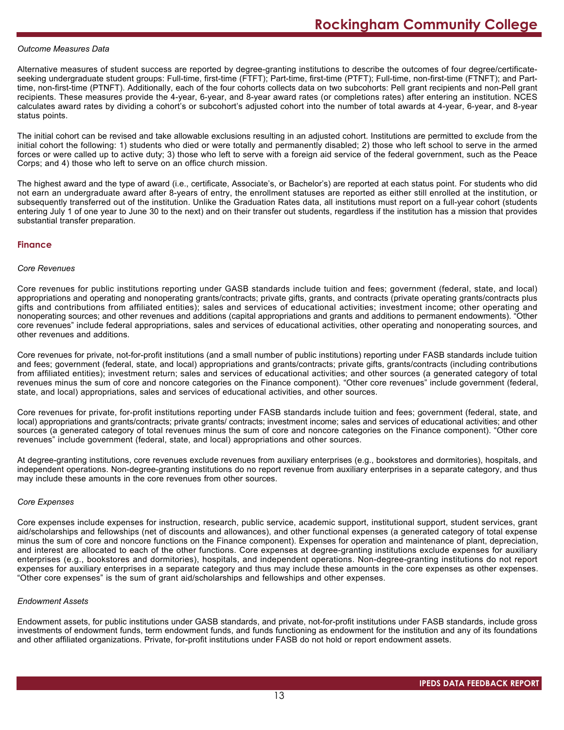*Outcome Measures Data*

Alternative measures of student success are reported by degree-granting institutions to describe the outcomes of four degree/certificate-seeking undergraduate student groups: Full-time, first-time (FTFT); Part-time, first-time (PTFT); Full-time, non-first-time (FTNFT); and Part-time, non-first-time (PTNFT). Additionally, each of the four cohorts collects data on two subcohorts: Pell grant recipients and non-Pell grant recipients. These measures provide the 4-year, 6-year, and 8-year award rates (or completions rates) after entering an institution. NCES calculates award rates by dividing a cohort's or subcohort's adjusted cohort into the number of total awards at 4-year, 6-year, and 8-year status points.

The initial cohort can be revised and take allowable exclusions resulting in an adjusted cohort. Institutions are permitted to exclude from the initial cohort the following: 1) students who died or were totally and permanently disabled; 2) those who left school to serve in the armed forces or were called up to active duty; 3) those who left to serve with a foreign aid service of the federal government, such as the Peace Corps; and 4) those who left to serve on an office church mission.

The highest award and the type of award (i.e., certificate, Associate's, or Bachelor's) are reported at each status point. For students who did not earn an undergraduate award after 8-years of entry, the enrollment statuses are reported as either still enrolled at the institution, or subsequently transferred out of the institution. Unlike the Graduation Rates data, all institutions must report on a full-year cohort (students entering July 1 of one year to June 30 to the next) and on their transfer out students, regardless if the institution has a mission that provides substantial transfer preparation.

## Finance

*Core Revenues*

Core revenues for public institutions reporting under GASB standards include tuition and fees; government (federal, state, and local) appropriations and operating and nonoperating grants/contracts; private gifts, grants, and contracts (private operating grants/contracts plus gifts and contributions from affiliated entities); sales and services of educational activities; investment income; other operating and nonoperating sources; and other revenues and additions (capital appropriations and grants and additions to permanent endowments). "Other core revenues" include federal appropriations, sales and services of educational activities, other operating and nonoperating sources, and other revenues and additions.

Core revenues for private, not-for-profit institutions (and a small number of public institutions) reporting under FASB standards include tuition and fees; government (federal, state, and local) appropriations and grants/contracts; private gifts, grants/contracts (including contributions from affiliated entities); investment return; sales and services of educational activities; and other sources (a generated category of total revenues minus the sum of core and noncore categories on the Finance component). "Other core revenues" include government (federal, state, and local) appropriations, sales and services of educational activities, and other sources.

Core revenues for private, for-profit institutions reporting under FASB standards include tuition and fees; government (federal, state, and local) appropriations and grants/contracts; private grants/ contracts; investment income; sales and services of educational activities; and other sources (a generated category of total revenues minus the sum of core and noncore categories on the Finance component). "Other core revenues" include government (federal, state, and local) appropriations and other sources.

At degree-granting institutions, core revenues exclude revenues from auxiliary enterprises (e.g., bookstores and dormitories), hospitals, and independent operations. Non-degree-granting institutions do no report revenue from auxiliary enterprises in a separate category, and thus may include these amounts in the core revenues from other sources.

*Core Expenses*

Core expenses include expenses for instruction, research, public service, academic support, institutional support, student services, grant aid/scholarships and fellowships (net of discounts and allowances), and other functional expenses (a generated category of total expense minus the sum of core and noncore functions on the Finance component). Expenses for operation and maintenance of plant, depreciation, and interest are allocated to each of the other functions. Core expenses at degree-granting institutions exclude expenses for auxiliary enterprises (e.g., bookstores and dormitories), hospitals, and independent operations. Non-degree-granting institutions do not report expenses for auxiliary enterprises in a separate category and thus may include these amounts in the core expenses as other expenses. "Other core expenses" is the sum of grant aid/scholarships and fellowships and other expenses.

*Endowment Assets*

Endowment assets, for public institutions under GASB standards, and private, not-for-profit institutions under FASB standards, include gross investments of endowment funds, term endowment funds, and funds functioning as endowment for the institution and any of its foundations and other affiliated organizations. Private, for-profit institutions under FASB do not hold or report endowment assets.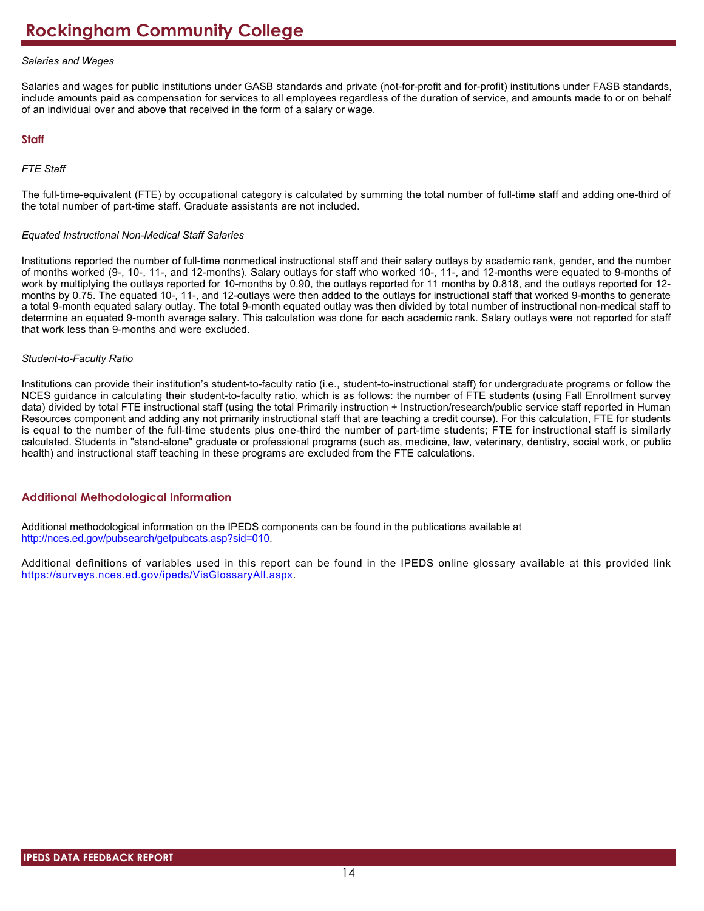*Salaries and Wages*

Salaries and wages for public institutions under GASB standards and private (not-for-profit and for-profit) institutions under FASB standards, include amounts paid as compensation for services to all employees regardless of the duration of service, and amounts made to or on behalf of an individual over and above that received in the form of a salary or wage.

### Staff

*FTE Staff*

The full-time-equivalent (FTE) by occupational category is calculated by summing the total number of full-time staff and adding one-third of the total number of part-time staff. Graduate assistants are not included.

*Equated Instructional Non-Medical Staff Salaries*

Institutions reported the number of full-time nonmedical instructional staff and their salary outlays by academic rank, gender, and the number of months worked (9-, 10-, 11-, and 12-months). Salary outlays for staff who worked 10-, 11-, and 12-months were equated to 9-months of work by multiplying the outlays reported for 10-months by 0.90, the outlays reported for 11 months by 0.818, and the outlays reported for 12-months by 0.75. The equated 10-, 11-, and 12-outlays were then added to the outlays for instructional staff that worked 9-months to generate a total 9-month equated salary outlay. The total 9-month equated outlay was then divided by total number of instructional non-medical staff to determine an equated 9-month average salary. This calculation was done for each academic rank. Salary outlays were not reported for staff that work less than 9-months and were excluded.

*Student-to-Faculty Ratio*

Institutions can provide their institution's student-to-faculty ratio (i.e., student-to-instructional staff) for undergraduate programs or follow the NCES guidance in calculating their student-to-faculty ratio, which is as follows: the number of FTE students (using Fall Enrollment survey data) divided by total FTE instructional staff (using the total Primarily instruction + Instruction/research/public service staff reported in Human Resources component and adding any not primarily instructional staff that are teaching a credit course). For this calculation, FTE for students is equal to the number of the full-time students plus one-third the number of part-time students; FTE for instructional staff is similarly calculated. Students in "stand-alone" graduate or professional programs (such as, medicine, law, veterinary, dentistry, social work, or public health) and instructional staff teaching in these programs are excluded from the FTE calculations.

## Additional Methodological Information

Additional methodological information on the IPEDS components can be found in the publications available at http://nces.ed.gov/pubsearch/getpubcats.asp?sid=010.

Additional definitions of variables used in this report can be found in the IPEDS online glossary available at this provided link https://surveys.nces.ed.gov/ipeds/VisGlossaryAll.aspx.